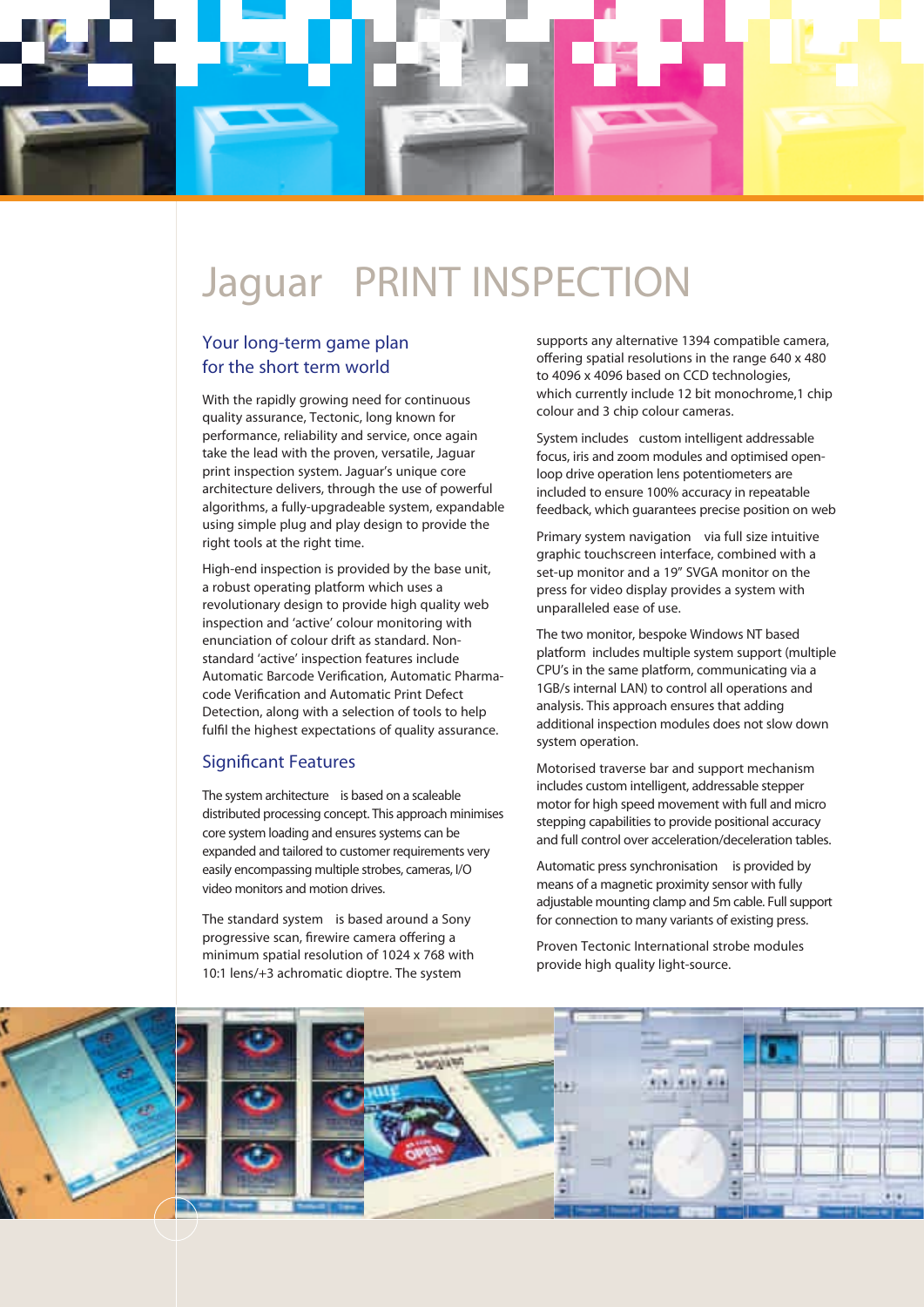# Jaguar PRINT INSPECTION

## Your long-term game plan for the short term world

With the rapidly growing need for continuous quality assurance, Tectonic, long known for performance, reliability and service, once again take the lead with the proven, versatile, Jaguar print inspection system. Jaguar's unique core architecture delivers, through the use of powerful algorithms, a fully-upgradeable system, expandable using simple plug and play design to provide the right tools at the right time.

High-end inspection is provided by the base unit, a robust operating platform which uses a revolutionary design to provide high quality web inspection and 'active' colour monitoring with enunciation of colour drift as standard. Non-standard 'active' inspection features include Automatic Barcode Verification, Automatic Pharma-code Verification and Automatic Print Defect Detection, along with a selection of tools to help fulfil the highest expectations of quality assurance.

## Significant Features

The system architecture is based on a scaleable distributed processing concept. This approach minimises core system loading and ensures systems can be expanded and tailored to customer requirements very easily encompassing multiple strobes, cameras, I/O video monitors and motion drives.

The standard system is based around a Sony progressive scan, firewire camera offering a minimum spatial resolution of 1024 x 768 with 10:1 lens/+3 achromatic dioptre. The system supports any alternative 1394 compatible camera, offering spatial resolutions in the range 640 x 480 to 4096 x 4096 based on CCD technologies, which currently include 12 bit monochrome,1 chip colour and 3 chip colour cameras.

System includes custom intelligent addressable focus, iris and zoom modules and optimised open-loop drive operation lens potentiometers are included to ensure 100% accuracy in repeatable feedback, which guarantees precise position on web

Primary system navigation via full size intuitive graphic touchscreen interface, combined with a set-up monitor and a 19" SVGA monitor on the press for video display provides a system with unparalleled ease of use.

The two monitor, bespoke Windows NT based platform includes multiple system support (multiple CPU's in the same platform, communicating via a 1GB/s internal LAN) to control all operations and analysis. This approach ensures that adding additional inspection modules does not slow down system operation.

Motorised traverse bar and support mechanism includes custom intelligent, addressable stepper motor for high speed movement with full and micro stepping capabilities to provide positional accuracy and full control over acceleration/deceleration tables.

Automatic press synchronisation is provided by means of a magnetic proximity sensor with fully adjustable mounting clamp and 5m cable. Full support for connection to many variants of existing press.

Proven Tectonic International strobe modules provide high quality light-source.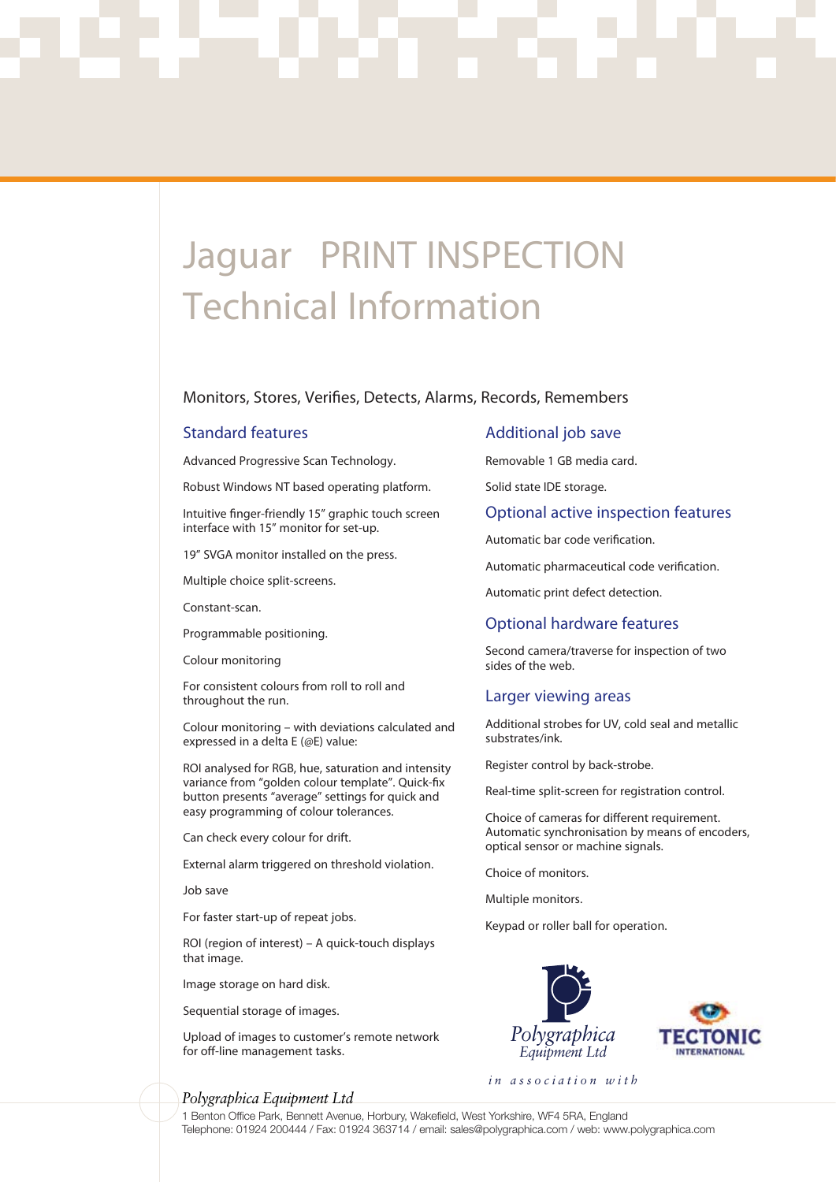# Jaguar PRINT INSPECTION Technical Information

Monitors, Stores, Verifies, Detects, Alarms, Records, Remembers

## Standard features

Advanced Progressive Scan Technology.

Robust Windows NT based operating platform.

Intuitive finger-friendly 15" graphic touch screen interface with 15" monitor for set-up.

19" SVGA monitor installed on the press.

Multiple choice split-screens.

Constant-scan.

Programmable positioning.

Colour monitoring

For consistent colours from roll to roll and throughout the run.

Colour monitoring – with deviations calculated and expressed in a delta E (@E) value:

ROI analysed for RGB, hue, saturation and intensity variance from "golden colour template". Quick-fix button presents "average" settings for quick and easy programming of colour tolerances.

Can check every colour for drift.

External alarm triggered on threshold violation.

Job save

For faster start-up of repeat jobs.

ROI (region of interest) – A quick-touch displays that image.

Image storage on hard disk.

Sequential storage of images.

Upload of images to customer's remote network for off-line management tasks.

## Additional job save

Removable 1 GB media card.

Solid state IDE storage.

## Optional active inspection features

Automatic bar code verification.

Automatic pharmaceutical code verification.

Automatic print defect detection.

## Optional hardware features

Second camera/traverse for inspection of two sides of the web.

## Larger viewing areas

Additional strobes for UV, cold seal and metallic substrates/ink.

Register control by back-strobe.

Real-time split-screen for registration control.

Choice of cameras for different requirement. Automatic synchronisation by means of encoders, optical sensor or machine signals.

Choice of monitors.

Multiple monitors.

Keypad or roller ball for operation.

Polygraphica Equipment Ltd

*in association with*

TECTONIC INTERNATIONAL

*Polygraphica Equipment Ltd*

1 Benton Office Park, Bennett Avenue, Horbury, Wakefield, West Yorkshire, WF4 5RA, England
Telephone: 01924 200444 / Fax: 01924 363714 / email: sales@polygraphica.com / web: www.polygraphica.com